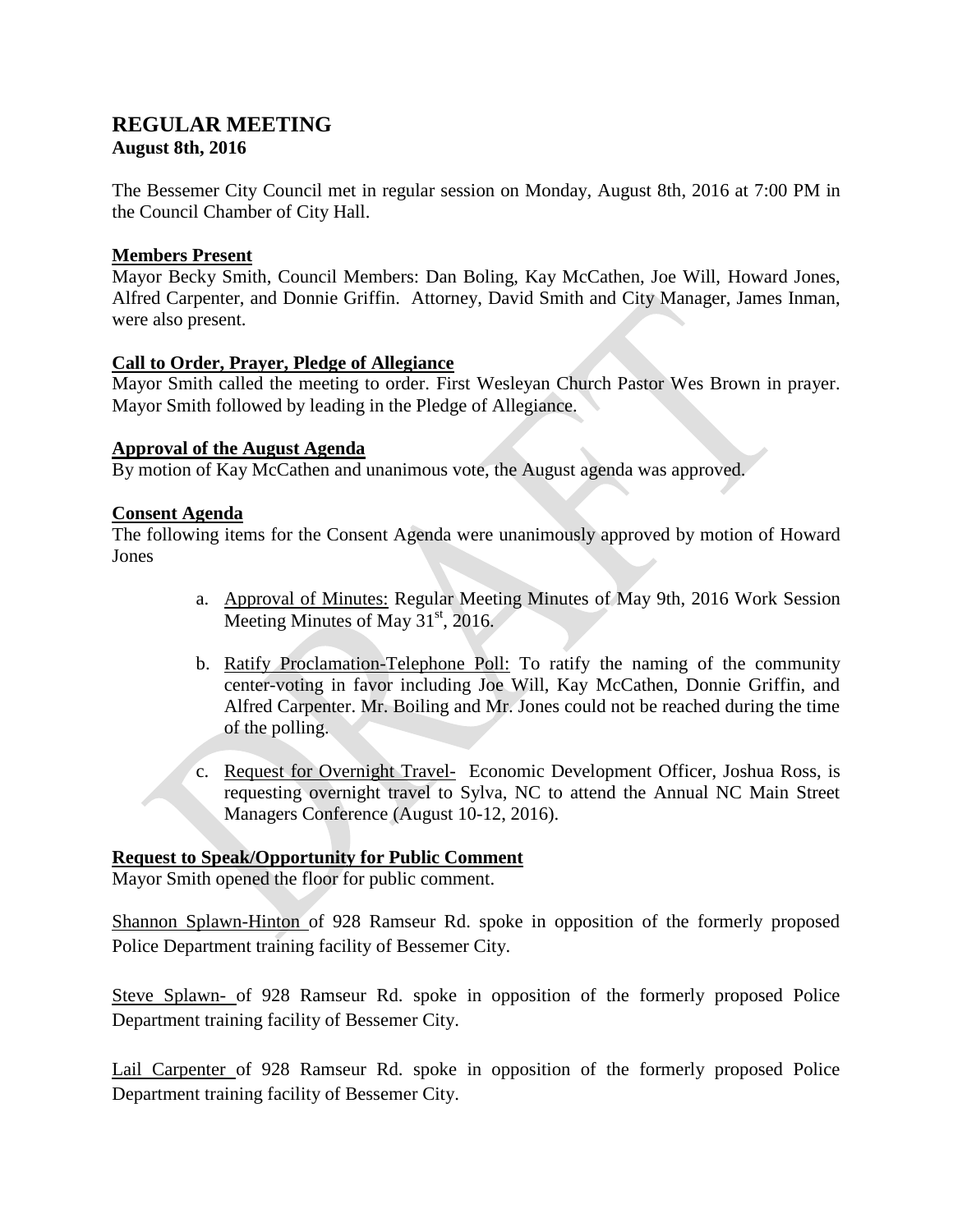# REGULAR MEETING

**August 8th, 2016**

The Bessemer City Council met in regular session on Monday, August 8th, 2016 at 7:00 PM in the Council Chamber of City Hall.

## Members Present

Mayor Becky Smith, Council Members: Dan Boling, Kay McCathen, Joe Will, Howard Jones, Alfred Carpenter, and Donnie Griffin. Attorney, David Smith and City Manager, James Inman, were also present.

## Call to Order, Prayer, Pledge of Allegiance

Mayor Smith called the meeting to order. First Wesleyan Church Pastor Wes Brown in prayer. Mayor Smith followed by leading in the Pledge of Allegiance.

## Approval of the August Agenda

By motion of Kay McCathen and unanimous vote, the August agenda was approved.

## Consent Agenda

The following items for the Consent Agenda were unanimously approved by motion of Howard Jones

a. Approval of Minutes: Regular Meeting Minutes of May 9th, 2016 Work Session Meeting Minutes of May 31st, 2016.

b. Ratify Proclamation-Telephone Poll: To ratify the naming of the community center-voting in favor including Joe Will, Kay McCathen, Donnie Griffin, and Alfred Carpenter. Mr. Boiling and Mr. Jones could not be reached during the time of the polling.

c. Request for Overnight Travel- Economic Development Officer, Joshua Ross, is requesting overnight travel to Sylva, NC to attend the Annual NC Main Street Managers Conference (August 10-12, 2016).

## Request to Speak/Opportunity for Public Comment

Mayor Smith opened the floor for public comment.

Shannon Splawn-Hinton of 928 Ramseur Rd. spoke in opposition of the formerly proposed Police Department training facility of Bessemer City.

Steve Splawn- of 928 Ramseur Rd. spoke in opposition of the formerly proposed Police Department training facility of Bessemer City.

Lail Carpenter of 928 Ramseur Rd. spoke in opposition of the formerly proposed Police Department training facility of Bessemer City.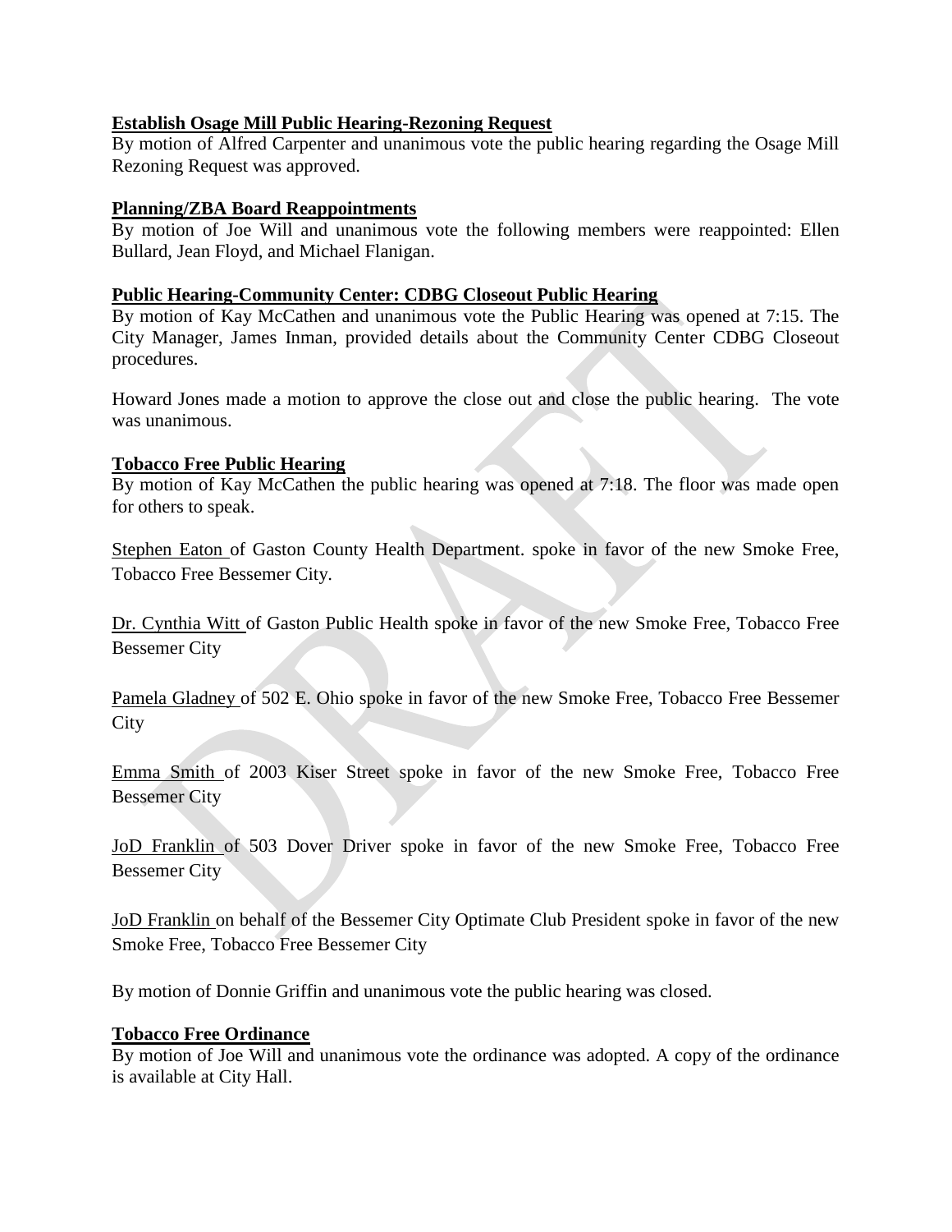**Establish Osage Mill Public Hearing-Rezoning Request**

By motion of Alfred Carpenter and unanimous vote the public hearing regarding the Osage Mill Rezoning Request was approved.

**Planning/ZBA Board Reappointments**

By motion of Joe Will and unanimous vote the following members were reappointed: Ellen Bullard, Jean Floyd, and Michael Flanigan.

**Public Hearing-Community Center: CDBG Closeout Public Hearing**

By motion of Kay McCathen and unanimous vote the Public Hearing was opened at 7:15. The City Manager, James Inman, provided details about the Community Center CDBG Closeout procedures.

Howard Jones made a motion to approve the close out and close the public hearing. The vote was unanimous.

**Tobacco Free Public Hearing**

By motion of Kay McCathen the public hearing was opened at 7:18. The floor was made open for others to speak.

Stephen Eaton of Gaston County Health Department. spoke in favor of the new Smoke Free, Tobacco Free Bessemer City.

Dr. Cynthia Witt of Gaston Public Health spoke in favor of the new Smoke Free, Tobacco Free Bessemer City

Pamela Gladney of 502 E. Ohio spoke in favor of the new Smoke Free, Tobacco Free Bessemer City

Emma Smith of 2003 Kiser Street spoke in favor of the new Smoke Free, Tobacco Free Bessemer City

JoD Franklin of 503 Dover Driver spoke in favor of the new Smoke Free, Tobacco Free Bessemer City

JoD Franklin on behalf of the Bessemer City Optimate Club President spoke in favor of the new Smoke Free, Tobacco Free Bessemer City

By motion of Donnie Griffin and unanimous vote the public hearing was closed.

**Tobacco Free Ordinance**

By motion of Joe Will and unanimous vote the ordinance was adopted. A copy of the ordinance is available at City Hall.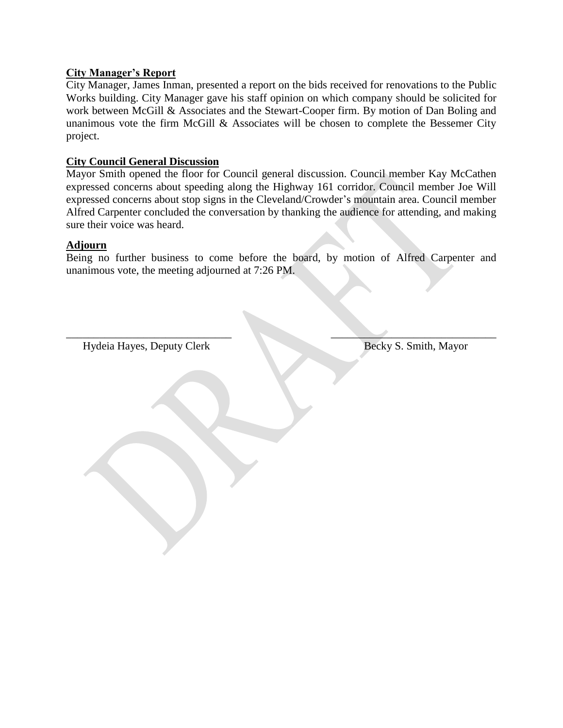**City Manager's Report**

City Manager, James Inman, presented a report on the bids received for renovations to the Public Works building. City Manager gave his staff opinion on which company should be solicited for work between McGill & Associates and the Stewart-Cooper firm. By motion of Dan Boling and unanimous vote the firm McGill & Associates will be chosen to complete the Bessemer City project.

**City Council General Discussion**

Mayor Smith opened the floor for Council general discussion. Council member Kay McCathen expressed concerns about speeding along the Highway 161 corridor. Council member Joe Will expressed concerns about stop signs in the Cleveland/Crowder's mountain area. Council member Alfred Carpenter concluded the conversation by thanking the audience for attending, and making sure their voice was heard.

**Adjourn**

Being no further business to come before the board, by motion of Alfred Carpenter and unanimous vote, the meeting adjourned at 7:26 PM.

______________________________ ______________________________

Hydeia Hayes, Deputy Clerk Becky S. Smith, Mayor

DRAFT